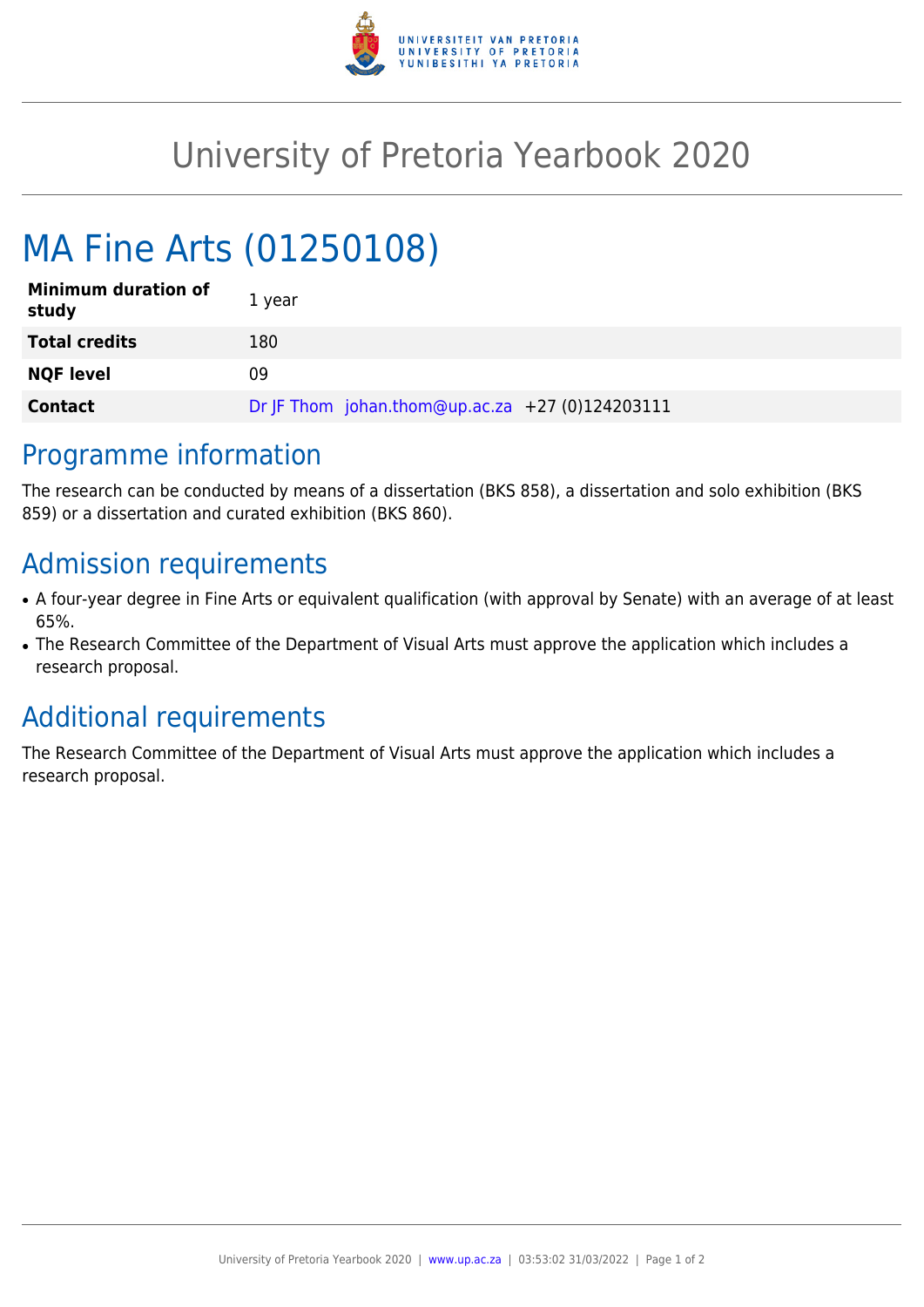# University of Pretoria Yearbook 2020

## MA Fine Arts (01250108)

| | |
|---|---|
| **Minimum duration of study** | 1 year |
| **Total credits** | 180 |
| **NQF level** | 09 |
| **Contact** | Dr JF Thom johan.thom@up.ac.za +27 (0)124203111 |

## Programme information

The research can be conducted by means of a dissertation (BKS 858), a dissertation and solo exhibition (BKS 859) or a dissertation and curated exhibition (BKS 860).

## Admission requirements

- A four-year degree in Fine Arts or equivalent qualification (with approval by Senate) with an average of at least 65%.
- The Research Committee of the Department of Visual Arts must approve the application which includes a research proposal.

## Additional requirements

The Research Committee of the Department of Visual Arts must approve the application which includes a research proposal.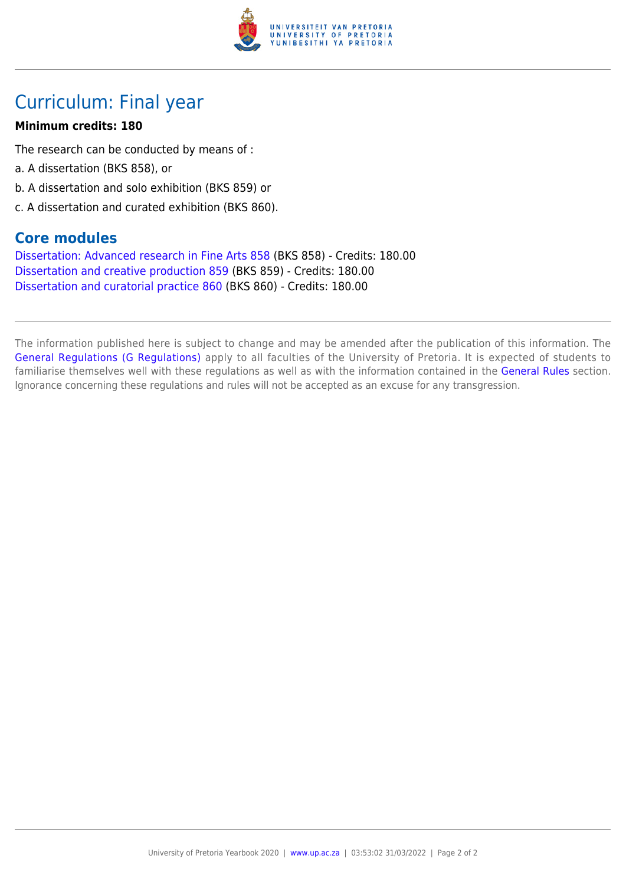# Curriculum: Final year

**Minimum credits: 180**

The research can be conducted by means of :

a. A dissertation (BKS 858), or

b. A dissertation and solo exhibition (BKS 859) or

c. A dissertation and curated exhibition (BKS 860).

## Core modules

Dissertation: Advanced research in Fine Arts 858 (BKS 858) - Credits: 180.00
Dissertation and creative production 859 (BKS 859) - Credits: 180.00
Dissertation and curatorial practice 860 (BKS 860) - Credits: 180.00

The information published here is subject to change and may be amended after the publication of this information. The General Regulations (G Regulations) apply to all faculties of the University of Pretoria. It is expected of students to familiarise themselves well with these regulations as well as with the information contained in the General Rules section. Ignorance concerning these regulations and rules will not be accepted as an excuse for any transgression.